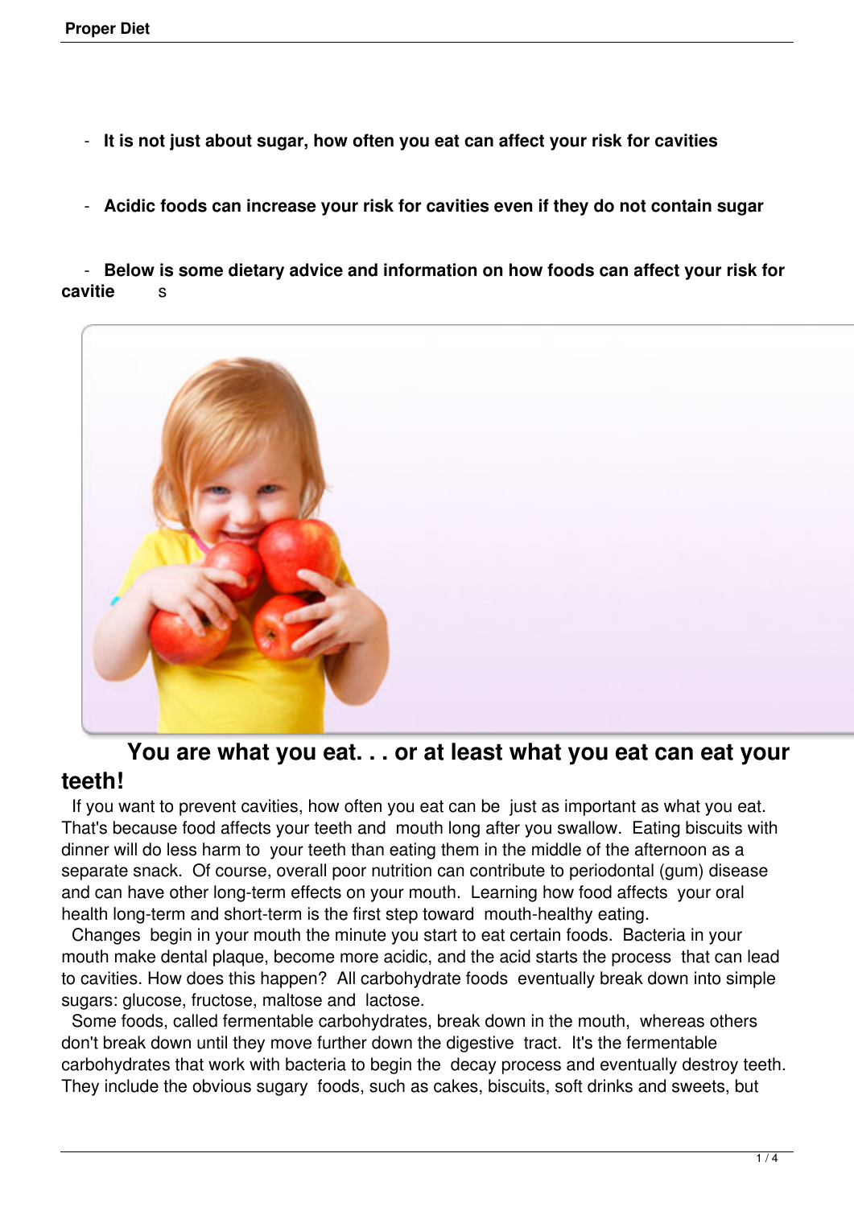- **It is not just about sugar, how often you eat can affect your risk for cavities**

- **Acidic foods can increase your risk for cavities even if they do not contain sugar**

- **Below is some dietary advice and information on how foods can affect your risk for cavities**

## You are what you eat. . . or at least what you eat can eat your teeth!

If you want to prevent cavities, how often you eat can be just as important as what you eat. That's because food affects your teeth and mouth long after you swallow. Eating biscuits with dinner will do less harm to your teeth than eating them in the middle of the afternoon as a separate snack. Of course, overall poor nutrition can contribute to periodontal (gum) disease and can have other long-term effects on your mouth. Learning how food affects your oral health long-term and short-term is the first step toward mouth-healthy eating.

Changes begin in your mouth the minute you start to eat certain foods. Bacteria in your mouth make dental plaque, become more acidic, and the acid starts the process that can lead to cavities. How does this happen? All carbohydrate foods eventually break down into simple sugars: glucose, fructose, maltose and lactose.

Some foods, called fermentable carbohydrates, break down in the mouth, whereas others don't break down until they move further down the digestive tract. It's the fermentable carbohydrates that work with bacteria to begin the decay process and eventually destroy teeth. They include the obvious sugary foods, such as cakes, biscuits, soft drinks and sweets, but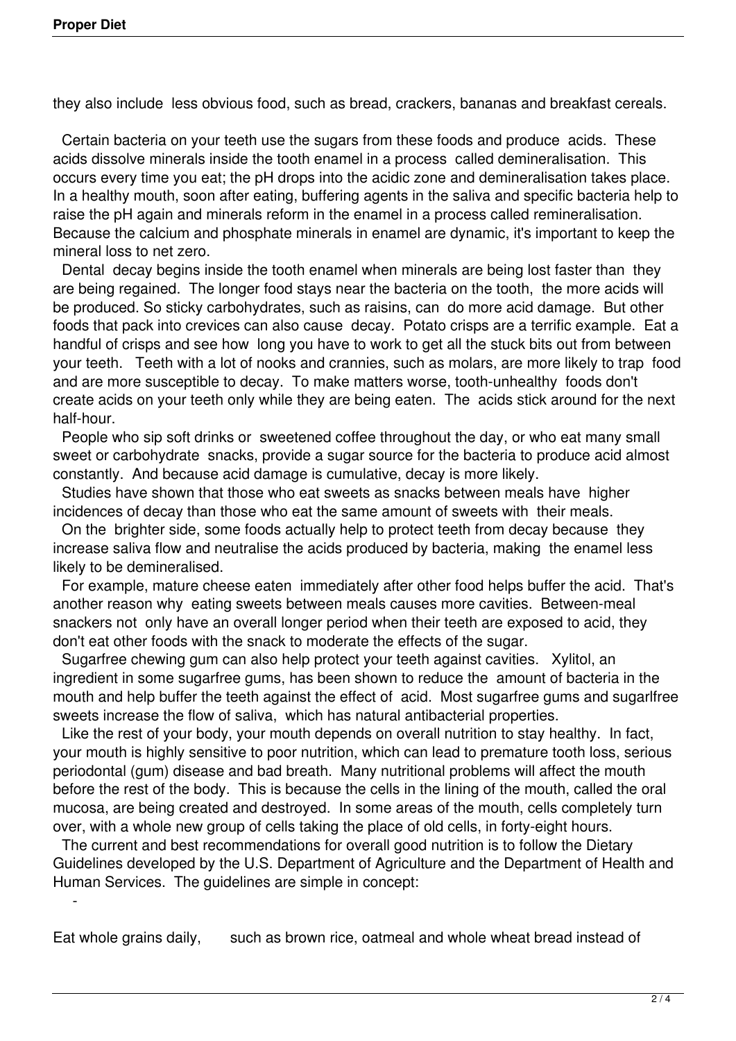they also include less obvious food, such as bread, crackers, bananas and breakfast cereals.

Certain bacteria on your teeth use the sugars from these foods and produce acids. These acids dissolve minerals inside the tooth enamel in a process called demineralisation. This occurs every time you eat; the pH drops into the acidic zone and demineralisation takes place. In a healthy mouth, soon after eating, buffering agents in the saliva and specific bacteria help to raise the pH again and minerals reform in the enamel in a process called remineralisation. Because the calcium and phosphate minerals in enamel are dynamic, it's important to keep the mineral loss to net zero.

Dental decay begins inside the tooth enamel when minerals are being lost faster than they are being regained. The longer food stays near the bacteria on the tooth, the more acids will be produced. So sticky carbohydrates, such as raisins, can do more acid damage. But other foods that pack into crevices can also cause decay. Potato crisps are a terrific example. Eat a handful of crisps and see how long you have to work to get all the stuck bits out from between your teeth. Teeth with a lot of nooks and crannies, such as molars, are more likely to trap food and are more susceptible to decay. To make matters worse, tooth-unhealthy foods don't create acids on your teeth only while they are being eaten. The acids stick around for the next half-hour.

People who sip soft drinks or sweetened coffee throughout the day, or who eat many small sweet or carbohydrate snacks, provide a sugar source for the bacteria to produce acid almost constantly. And because acid damage is cumulative, decay is more likely.

Studies have shown that those who eat sweets as snacks between meals have higher incidences of decay than those who eat the same amount of sweets with their meals.

On the brighter side, some foods actually help to protect teeth from decay because they increase saliva flow and neutralise the acids produced by bacteria, making the enamel less likely to be demineralised.

For example, mature cheese eaten immediately after other food helps buffer the acid. That's another reason why eating sweets between meals causes more cavities. Between-meal snackers not only have an overall longer period when their teeth are exposed to acid, they don't eat other foods with the snack to moderate the effects of the sugar.

Sugarfree chewing gum can also help protect your teeth against cavities. Xylitol, an ingredient in some sugarfree gums, has been shown to reduce the amount of bacteria in the mouth and help buffer the teeth against the effect of acid. Most sugarfree gums and sugarlfree sweets increase the flow of saliva, which has natural antibacterial properties.

Like the rest of your body, your mouth depends on overall nutrition to stay healthy. In fact, your mouth is highly sensitive to poor nutrition, which can lead to premature tooth loss, serious periodontal (gum) disease and bad breath. Many nutritional problems will affect the mouth before the rest of the body. This is because the cells in the lining of the mouth, called the oral mucosa, are being created and destroyed. In some areas of the mouth, cells completely turn over, with a whole new group of cells taking the place of old cells, in forty-eight hours.

The current and best recommendations for overall good nutrition is to follow the Dietary Guidelines developed by the U.S. Department of Agriculture and the Department of Health and Human Services. The guidelines are simple in concept:

- Eat whole grains daily, such as brown rice, oatmeal and whole wheat bread instead of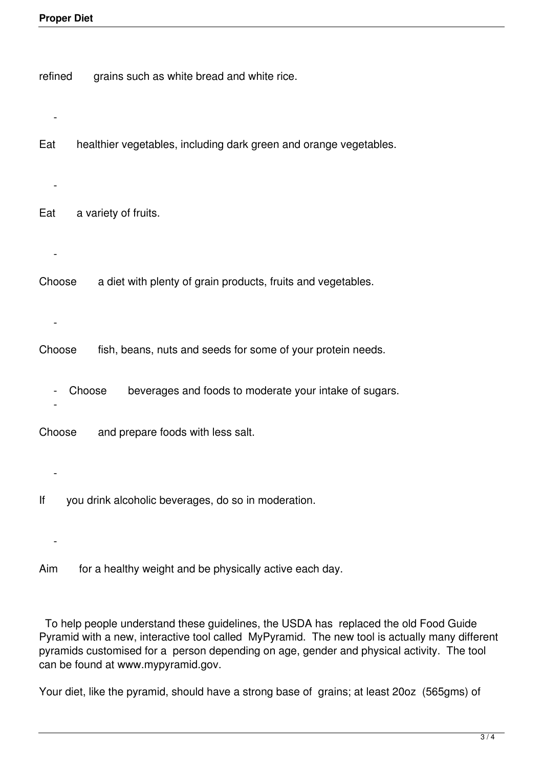refined grains such as white bread and white rice.

- Eat healthier vegetables, including dark green and orange vegetables.
- Eat a variety of fruits.
- Choose a diet with plenty of grain products, fruits and vegetables.
- Choose fish, beans, nuts and seeds for some of your protein needs.
- Choose beverages and foods to moderate your intake of sugars.
- Choose and prepare foods with less salt.
- If you drink alcoholic beverages, do so in moderation.
- Aim for a healthy weight and be physically active each day.

To help people understand these guidelines, the USDA has replaced the old Food Guide Pyramid with a new, interactive tool called MyPyramid. The new tool is actually many different pyramids customised for a person depending on age, gender and physical activity. The tool can be found at www.mypyramid.gov.

Your diet, like the pyramid, should have a strong base of grains; at least 20oz (565gms) of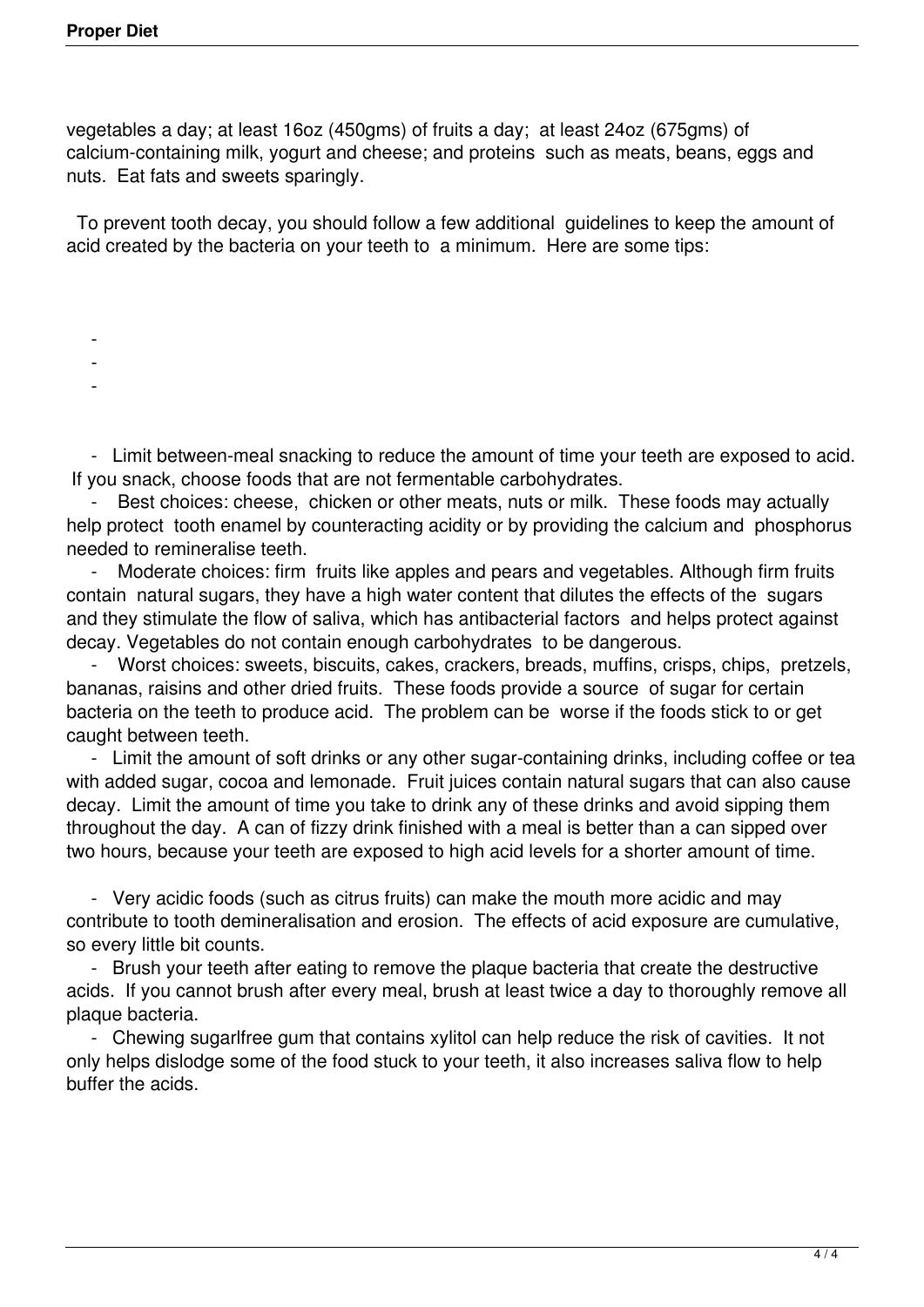vegetables a day; at least 16oz (450gms) of fruits a day;  at least 24oz (675gms) of calcium-containing milk, yogurt and cheese; and proteins  such as meats, beans, eggs and nuts.  Eat fats and sweets sparingly.

To prevent tooth decay, you should follow a few additional  guidelines to keep the amount of acid created by the bacteria on your teeth to  a minimum.  Here are some tips:

- Limit between-meal snacking to reduce the amount of time your teeth are exposed to acid.  If you snack, choose foods that are not fermentable carbohydrates.
- Best choices: cheese,  chicken or other meats, nuts or milk.  These foods may actually help protect  tooth enamel by counteracting acidity or by providing the calcium and  phosphorus needed to remineralise teeth.
- Moderate choices: firm  fruits like apples and pears and vegetables. Although firm fruits contain  natural sugars, they have a high water content that dilutes the effects of the  sugars and they stimulate the flow of saliva, which has antibacterial factors  and helps protect against decay. Vegetables do not contain enough carbohydrates  to be dangerous.
- Worst choices: sweets, biscuits, cakes, crackers, breads, muffins, crisps, chips,  pretzels, bananas, raisins and other dried fruits.  These foods provide a source  of sugar for certain bacteria on the teeth to produce acid.  The problem can be  worse if the foods stick to or get caught between teeth.
- Limit the amount of soft drinks or any other sugar-containing drinks, including coffee or tea with added sugar, cocoa and lemonade.  Fruit juices contain natural sugars that can also cause decay.  Limit the amount of time you take to drink any of these drinks and avoid sipping them throughout the day.  A can of fizzy drink finished with a meal is better than a can sipped over two hours, because your teeth are exposed to high acid levels for a shorter amount of time.
- Very acidic foods (such as citrus fruits) can make the mouth more acidic and may contribute to tooth demineralisation and erosion.  The effects of acid exposure are cumulative, so every little bit counts.
- Brush your teeth after eating to remove the plaque bacteria that create the destructive acids.  If you cannot brush after every meal, brush at least twice a day to thoroughly remove all plaque bacteria.
- Chewing sugarlfree gum that contains xylitol can help reduce the risk of cavities.  It not only helps dislodge some of the food stuck to your teeth, it also increases saliva flow to help buffer the acids.